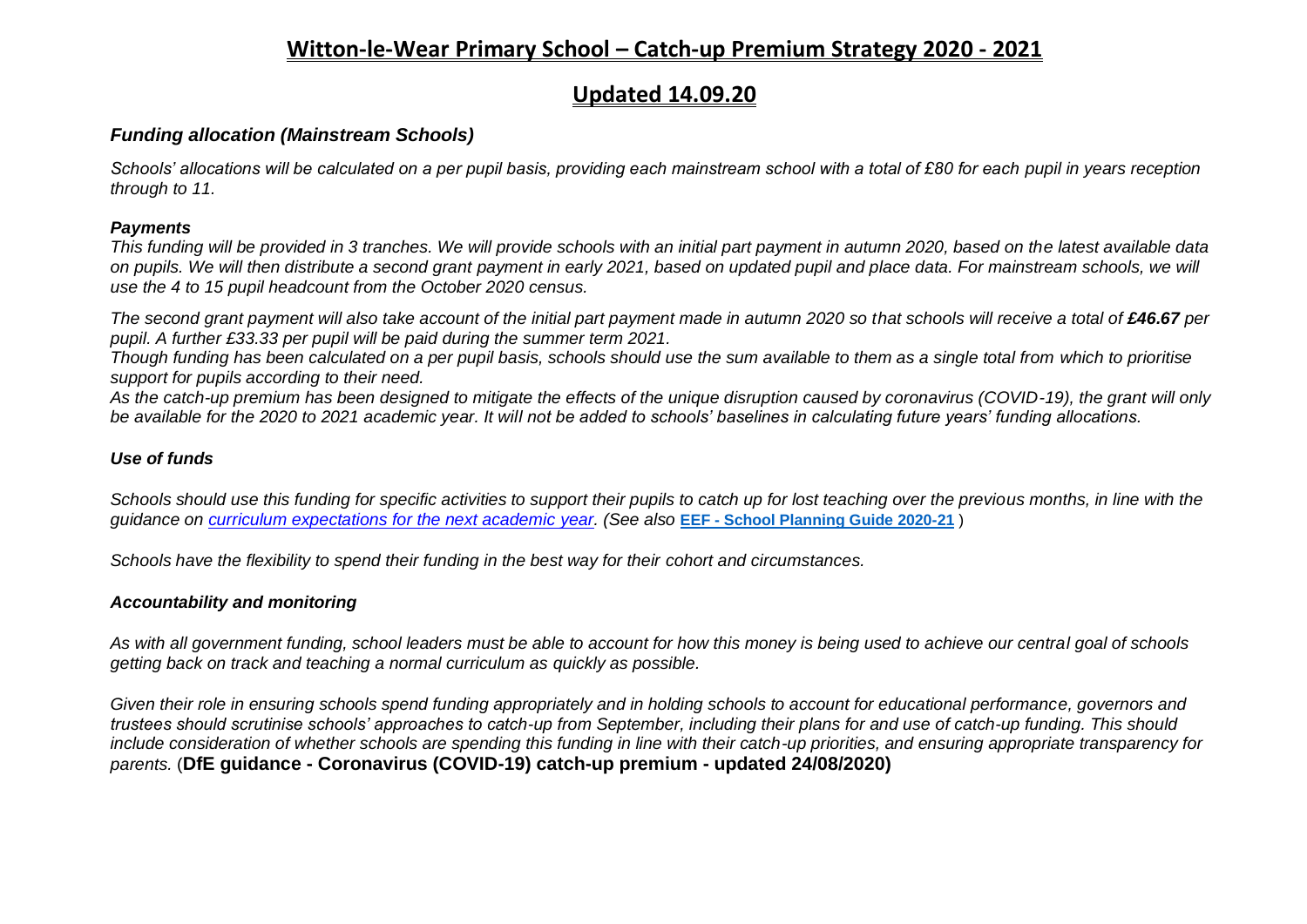# Witton-le-Wear Primary School – Catch-up Premium Strategy 2020 - 2021

## Updated 14.09.20

### *Funding allocation (Mainstream Schools)*

*Schools' allocations will be calculated on a per pupil basis, providing each mainstream school with a total of £80 for each pupil in years reception through to 11.*

#### *Payments*

*This funding will be provided in 3 tranches. We will provide schools with an initial part payment in autumn 2020, based on the latest available data on pupils. We will then distribute a second grant payment in early 2021, based on updated pupil and place data. For mainstream schools, we will use the 4 to 15 pupil headcount from the October 2020 census.*

*The second grant payment will also take account of the initial part payment made in autumn 2020 so that schools will receive a total of **£46.67** per pupil. A further £33.33 per pupil will be paid during the summer term 2021.*

*Though funding has been calculated on a per pupil basis, schools should use the sum available to them as a single total from which to prioritise support for pupils according to their need.*

*As the catch-up premium has been designed to mitigate the effects of the unique disruption caused by coronavirus (COVID-19), the grant will only be available for the 2020 to 2021 academic year. It will not be added to schools' baselines in calculating future years' funding allocations.*

#### *Use of funds*

*Schools should use this funding for specific activities to support their pupils to catch up for lost teaching over the previous months, in line with the guidance on curriculum expectations for the next academic year. (See also* **EEF - School Planning Guide 2020-21** *)*

*Schools have the flexibility to spend their funding in the best way for their cohort and circumstances.*

#### *Accountability and monitoring*

*As with all government funding, school leaders must be able to account for how this money is being used to achieve our central goal of schools getting back on track and teaching a normal curriculum as quickly as possible.*

*Given their role in ensuring schools spend funding appropriately and in holding schools to account for educational performance, governors and trustees should scrutinise schools' approaches to catch-up from September, including their plans for and use of catch-up funding. This should include consideration of whether schools are spending this funding in line with their catch-up priorities, and ensuring appropriate transparency for parents.* (**DfE guidance - Coronavirus (COVID-19) catch-up premium - updated 24/08/2020)**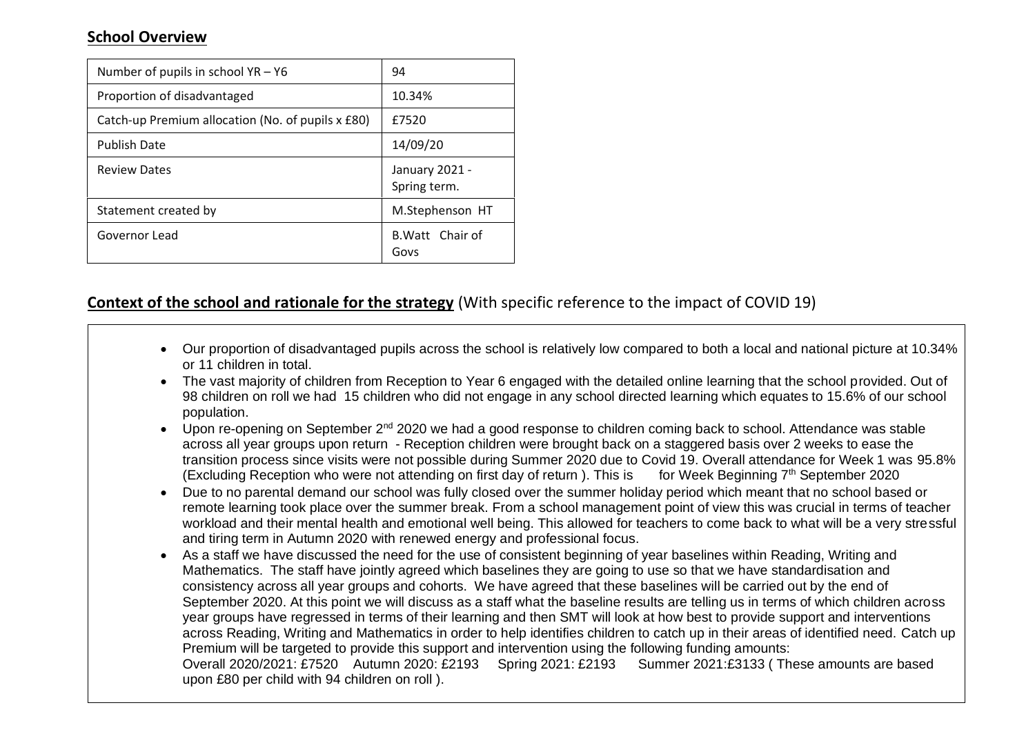## School Overview

| | |
|---|---|
| Number of pupils in school YR – Y6 | 94 |
| Proportion of disadvantaged | 10.34% |
| Catch-up Premium allocation (No. of pupils x £80) | £7520 |
| Publish Date | 14/09/20 |
| Review Dates | January 2021 - Spring term. |
| Statement created by | M.Stephenson HT |
| Governor Lead | B.Watt Chair of Govs |

## Context of the school and rationale for the strategy (With specific reference to the impact of COVID 19)

- Our proportion of disadvantaged pupils across the school is relatively low compared to both a local and national picture at 10.34% or 11 children in total.
- The vast majority of children from Reception to Year 6 engaged with the detailed online learning that the school provided. Out of 98 children on roll we had 15 children who did not engage in any school directed learning which equates to 15.6% of our school population.
- Upon re-opening on September 2nd 2020 we had a good response to children coming back to school. Attendance was stable across all year groups upon return - Reception children were brought back on a staggered basis over 2 weeks to ease the transition process since visits were not possible during Summer 2020 due to Covid 19. Overall attendance for Week 1 was 95.8% (Excluding Reception who were not attending on first day of return ). This is for Week Beginning 7th September 2020
- Due to no parental demand our school was fully closed over the summer holiday period which meant that no school based or remote learning took place over the summer break. From a school management point of view this was crucial in terms of teacher workload and their mental health and emotional well being. This allowed for teachers to come back to what will be a very stressful and tiring term in Autumn 2020 with renewed energy and professional focus.
- As a staff we have discussed the need for the use of consistent beginning of year baselines within Reading, Writing and Mathematics. The staff have jointly agreed which baselines they are going to use so that we have standardisation and consistency across all year groups and cohorts. We have agreed that these baselines will be carried out by the end of September 2020. At this point we will discuss as a staff what the baseline results are telling us in terms of which children across year groups have regressed in terms of their learning and then SMT will look at how best to provide support and interventions across Reading, Writing and Mathematics in order to help identifies children to catch up in their areas of identified need. Catch up Premium will be targeted to provide this support and intervention using the following funding amounts:
  Overall 2020/2021: £7520 Autumn 2020: £2193 Spring 2021: £2193 Summer 2021:£3133 ( These amounts are based upon £80 per child with 94 children on roll ).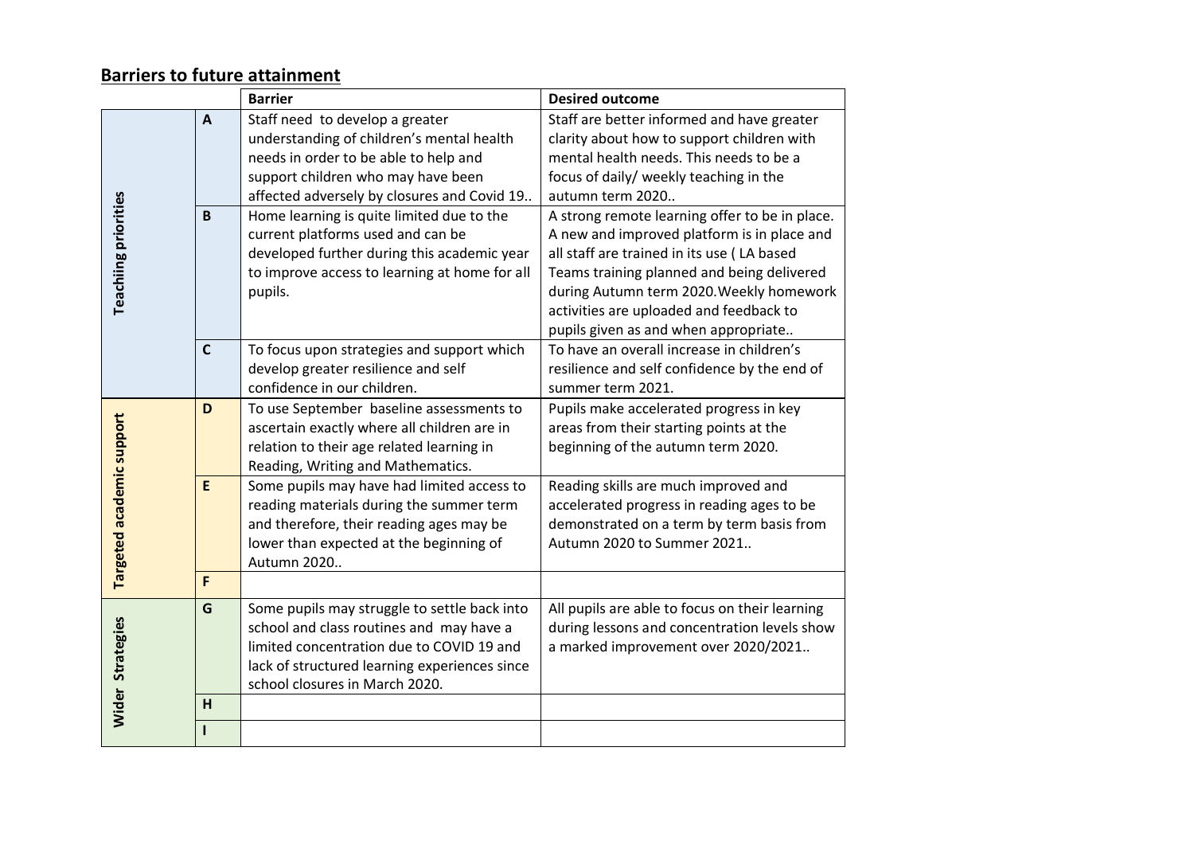## Barriers to future attainment

| | | Barrier | Desired outcome |
|---|---|---|---|
| Teachiing priorities | A | Staff need to develop a greater understanding of children's mental health needs in order to be able to help and support children who may have been affected adversely by closures and Covid 19.. | Staff are better informed and have greater clarity about how to support children with mental health needs. This needs to be a focus of daily/ weekly teaching in the autumn term 2020.. |
| | B | Home learning is quite limited due to the current platforms used and can be developed further during this academic year to improve access to learning at home for all pupils. | A strong remote learning offer to be in place. A new and improved platform is in place and all staff are trained in its use ( LA based Teams training planned and being delivered during Autumn term 2020.Weekly homework activities are uploaded and feedback to pupils given as and when appropriate.. |
| | C | To focus upon strategies and support which develop greater resilience and self confidence in our children. | To have an overall increase in children's resilience and self confidence by the end of summer term 2021. |
| Targeted academic support | D | To use September baseline assessments to ascertain exactly where all children are in relation to their age related learning in Reading, Writing and Mathematics. | Pupils make accelerated progress in key areas from their starting points at the beginning of the autumn term 2020. |
| | E | Some pupils may have had limited access to reading materials during the summer term and therefore, their reading ages may be lower than expected at the beginning of Autumn 2020.. | Reading skills are much improved and accelerated progress in reading ages to be demonstrated on a term by term basis from Autumn 2020 to Summer 2021.. |
| | F | | |
| Wider Strategies | G | Some pupils may struggle to settle back into school and class routines and may have a limited concentration due to COVID 19 and lack of structured learning experiences since school closures in March 2020. | All pupils are able to focus on their learning during lessons and concentration levels show a marked improvement over 2020/2021.. |
| | H | | |
| | I | | |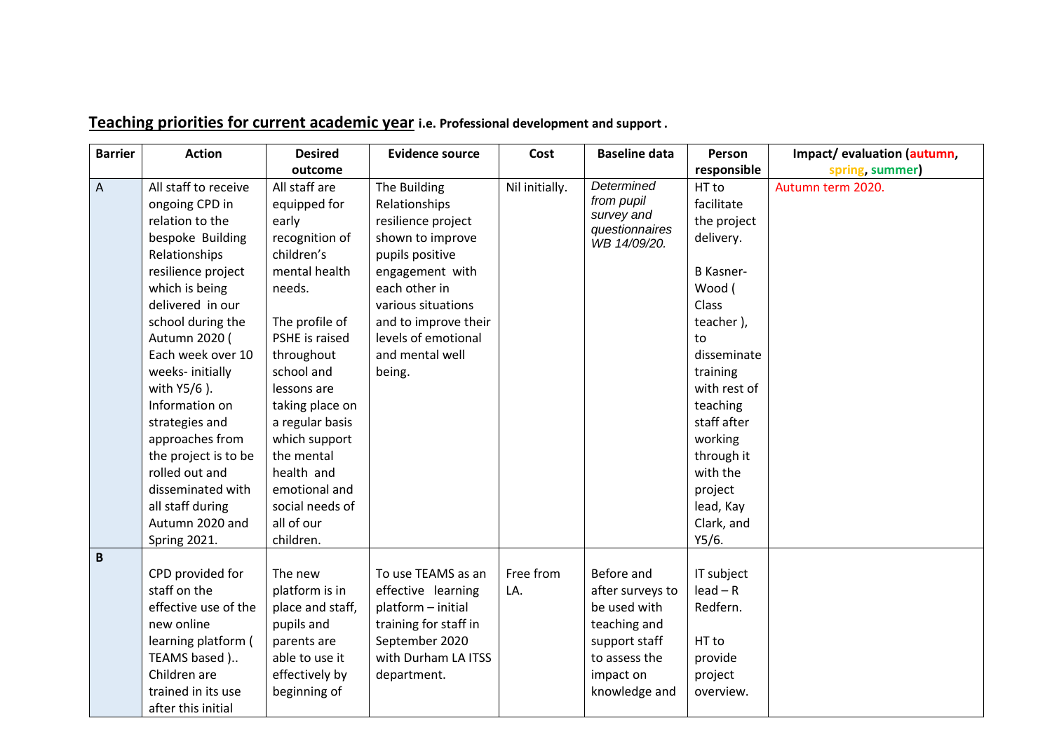## Teaching priorities for current academic year i.e. Professional development and support .

| Barrier | Action | Desired outcome | Evidence source | Cost | Baseline data | Person responsible | Impact/ evaluation (autumn, spring, summer) |
|---|---|---|---|---|---|---|---|
| A | All staff to receive ongoing CPD in relation to the bespoke Building Relationships resilience project which is being delivered in our school during the Autumn 2020 ( Each week over 10 weeks- initially with Y5/6 ). Information on strategies and approaches from the project is to be rolled out and disseminated with all staff during Autumn 2020 and Spring 2021. | All staff are equipped for early recognition of children's mental health needs. The profile of PSHE is raised throughout school and lessons are taking place on a regular basis which support the mental health and emotional and social needs of all of our children. | The Building Relationships resilience project shown to improve pupils positive engagement with each other in various situations and to improve their levels of emotional and mental well being. | Nil initially. | *Determined from pupil survey and questionnaires WB 14/09/20.* | HT to facilitate the project delivery. B Kasner-Wood ( Class teacher ), to disseminate training with rest of teaching staff after working through it with the project lead, Kay Clark, and Y5/6. | Autumn term 2020. |
| **B** | CPD provided for staff on the effective use of the new online learning platform ( TEAMS based ).. Children are trained in its use after this initial | The new platform is in place and staff, pupils and parents are able to use it effectively by beginning of | To use TEAMS as an effective learning platform – initial training for staff in September 2020 with Durham LA ITSS department. | Free from LA. | Before and after surveys to be used with teaching and support staff to assess the impact on knowledge and | IT subject lead – R Redfern. HT to provide project overview. | |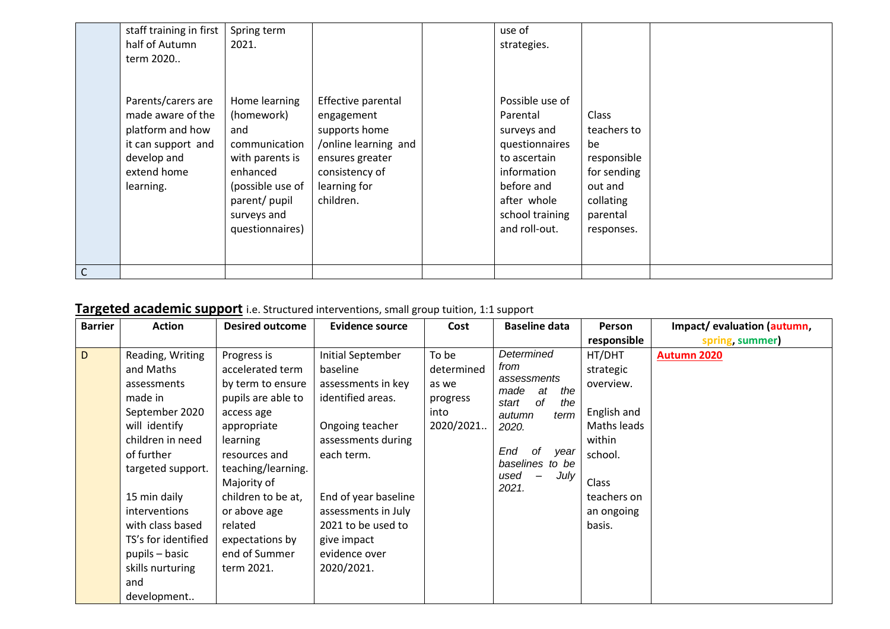|  | staff training in first half of Autumn term 2020.. | Spring term 2021. |  |  | use of strategies. |  |  |
|---|---|---|---|---|---|---|---|
|  | Parents/carers are made aware of the platform and how it can support and develop and extend home learning. | Home learning (homework) and communication with parents is enhanced (possible use of parent/ pupil surveys and questionnaires) | Effective parental engagement supports home /online learning and ensures greater consistency of learning for children. |  | Possible use of Parental surveys and questionnaires to ascertain information before and after whole school training and roll-out. | Class teachers to be responsible for sending out and collating parental responses. |  |
| C |  |  |  |  |  |  |  |

## **Targeted academic support** i.e. Structured interventions, small group tuition, 1:1 support

| Barrier | Action | Desired outcome | Evidence source | Cost | Baseline data | Person responsible | Impact/ evaluation (autumn, spring, summer) |
|---|---|---|---|---|---|---|---|
| D | Reading, Writing and Maths assessments made in September 2020 will identify children in need of further targeted support.<br><br>15 min daily interventions with class based TS's for identified pupils – basic skills nurturing and development.. | Progress is accelerated term by term to ensure pupils are able to access age appropriate learning resources and teaching/learning. Majority of children to be at, or above age related expectations by end of Summer term 2021. | Initial September baseline assessments in key identified areas.<br><br>Ongoing teacher assessments during each term.<br><br>End of year baseline assessments in July 2021 to be used to give impact evidence over 2020/2021. | To be determined as we progress into 2020/2021.. | *Determined from assessments made at the start of the autumn term 2020.*<br><br>*End of year baselines to be used – July 2021.* | HT/DHT strategic overview.<br><br>English and Maths leads within school.<br><br>Class teachers on an ongoing basis. | **Autumn 2020** |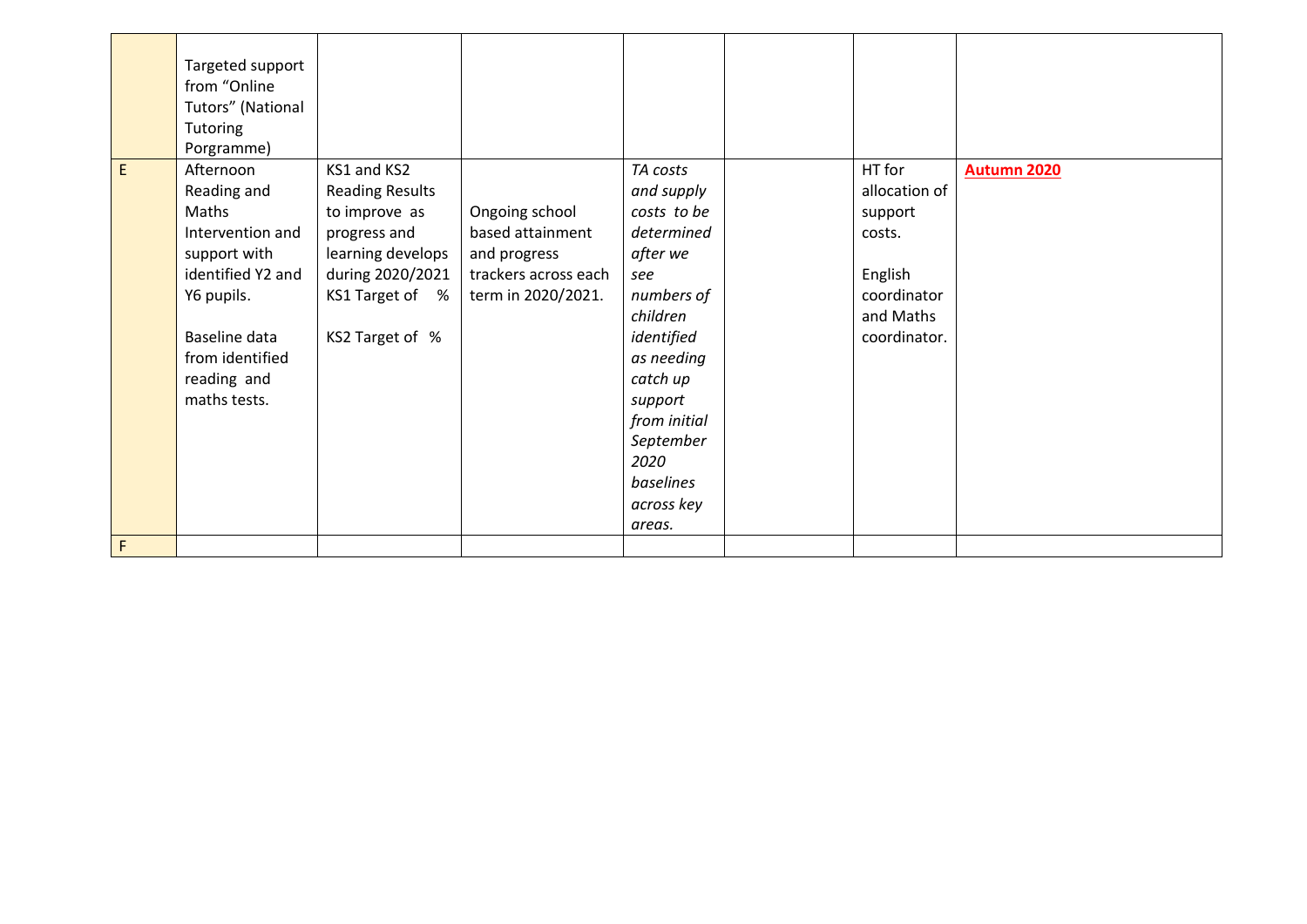|   |   |   |   |   |   |   |   |
|---|---|---|---|---|---|---|---|
|   | Targeted support from "Online Tutors" (National Tutoring Porgramme) |   |   |   |   |   |   |
| E | Afternoon Reading and Maths Intervention and support with identified Y2 and Y6 pupils.<br><br>Baseline data from identified reading and maths tests. | KS1 and KS2 Reading Results to improve as progress and learning develops during 2020/2021 KS1 Target of % <br><br>KS2 Target of % | Ongoing school based attainment and progress trackers across each term in 2020/2021. | *TA costs and supply costs to be determined after we see numbers of children identified as needing catch up support from initial September 2020 baselines across key areas.* |   | HT for allocation of support costs.<br><br>English coordinator and Maths coordinator. | **Autumn 2020** |
| F |   |   |   |   |   |   |   |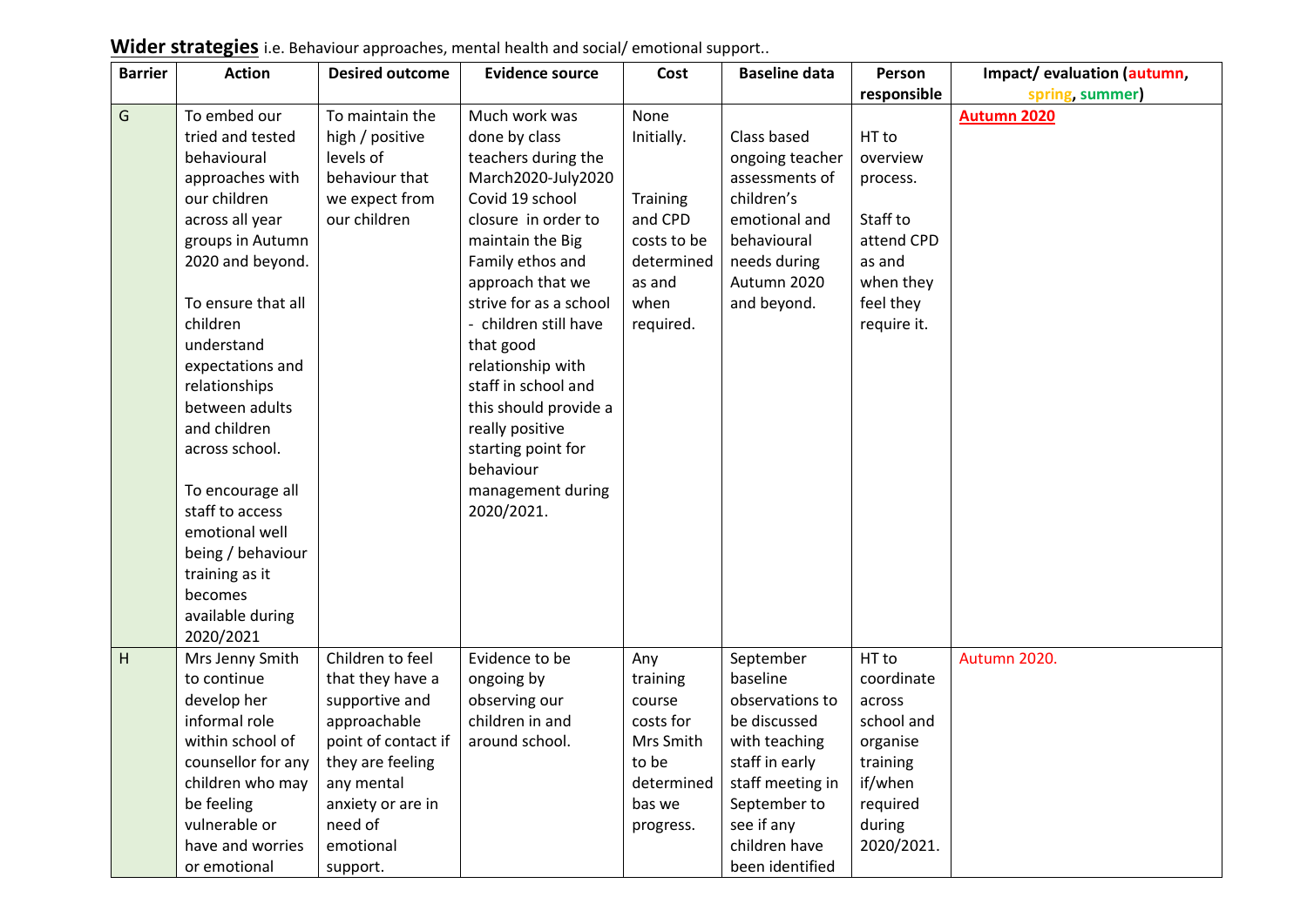**Wider strategies** i.e. Behaviour approaches, mental health and social/ emotional support..

| Barrier | Action | Desired outcome | Evidence source | Cost | Baseline data | Person responsible | Impact/ evaluation (autumn, spring, summer) |
|---|---|---|---|---|---|---|---|
| G | To embed our tried and tested behavioural approaches with our children across all year groups in Autumn 2020 and beyond.<br><br>To ensure that all children understand expectations and relationships between adults and children across school.<br><br>To encourage all staff to access emotional well being / behaviour training as it becomes available during 2020/2021 | To maintain the high / positive levels of behaviour that we expect from our children | Much work was done by class teachers during the March2020-July2020 Covid 19 school closure in order to maintain the Big Family ethos and approach that we strive for as a school - children still have that good relationship with staff in school and this should provide a really positive starting point for behaviour management during 2020/2021. | None Initially.<br><br>Training and CPD costs to be determined as and when required. | Class based ongoing teacher assessments of children's emotional and behavioural needs during Autumn 2020 and beyond. | HT to overview process.<br><br>Staff to attend CPD as and when they feel they require it. | **Autumn 2020** |
| H | Mrs Jenny Smith to continue develop her informal role within school of counsellor for any children who may be feeling vulnerable or have and worries or emotional | Children to feel that they have a supportive and approachable point of contact if they are feeling any mental anxiety or are in need of emotional support. | Evidence to be ongoing by observing our children in and around school. | Any training course costs for Mrs Smith to be determined bas we progress. | September baseline observations to be discussed with teaching staff in early staff meeting in September to see if any children have been identified | HT to coordinate across school and organise training if/when required during 2020/2021. | Autumn 2020. |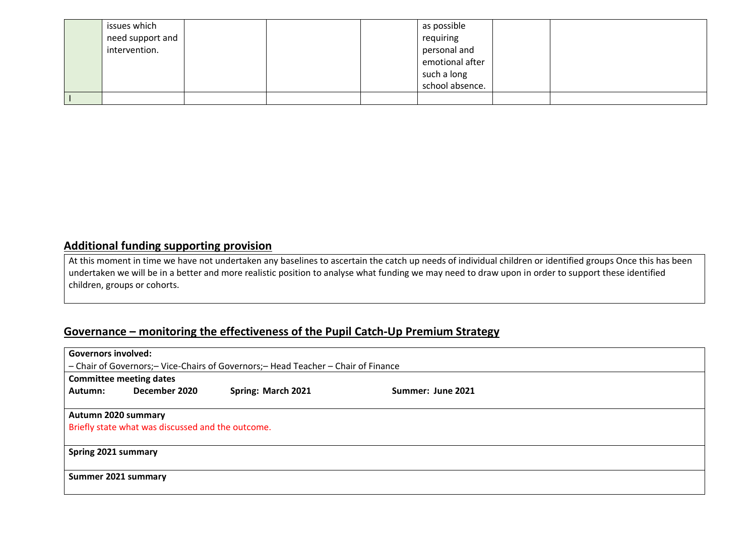| | | | | | | | |
|---|---|---|---|---|---|---|---|
| | issues which need support and intervention. | | | | as possible requiring personal and emotional after such a long school absence. | | |
| I | | | | | | | |

## Additional funding supporting provision

At this moment in time we have not undertaken any baselines to ascertain the catch up needs of individual children or identified groups Once this has been undertaken we will be in a better and more realistic position to analyse what funding we may need to draw upon in order to support these identified children, groups or cohorts.

## Governance – monitoring the effectiveness of the Pupil Catch-Up Premium Strategy

**Governors involved:**

– Chair of Governors;– Vice-Chairs of Governors;– Head Teacher – Chair of Finance

**Committee meeting dates**

**Autumn: December 2020** **Spring: March 2021** **Summer: June 2021**

**Autumn 2020 summary**

Briefly state what was discussed and the outcome.

**Spring 2021 summary**

**Summer 2021 summary**